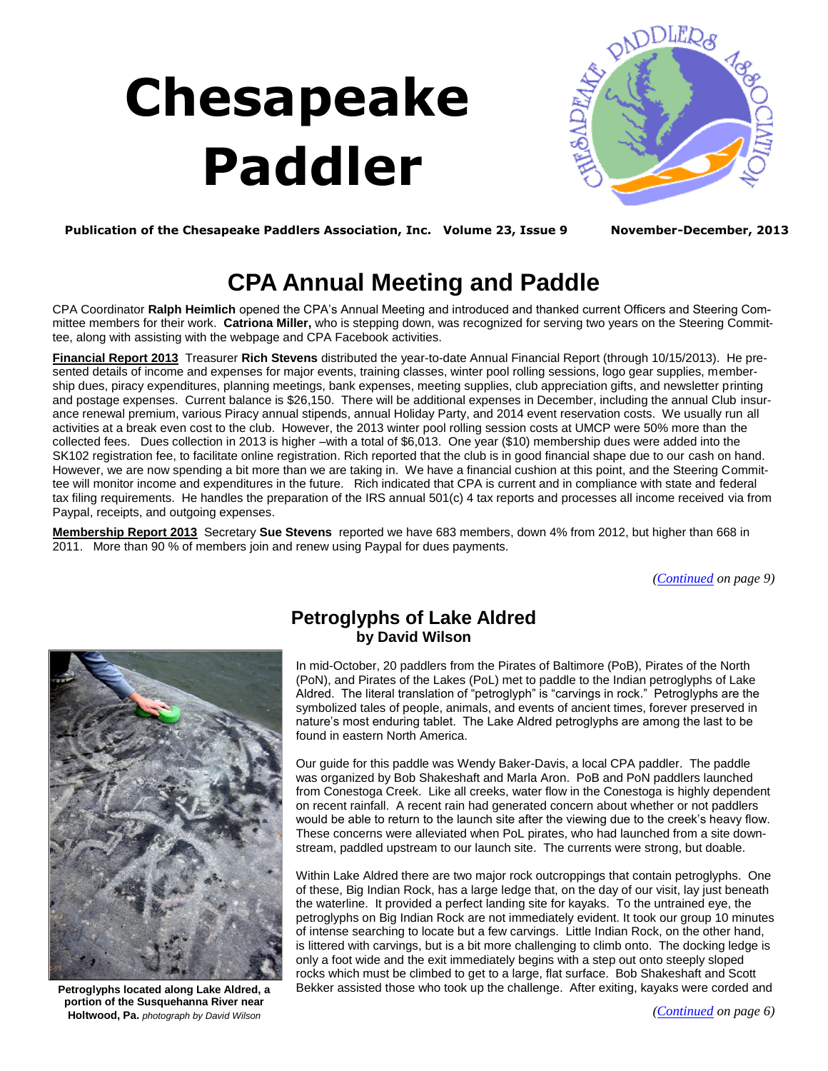# Chesapeake Paddler

**Publication of the Chesapeake Paddlers Association, Inc. Volume 23, Issue 9 November-December, 2013**

## CPA Annual Meeting and Paddle

CPA Coordinator **Ralph Heimlich** opened the CPA's Annual Meeting and introduced and thanked current Officers and Steering Committee members for their work. **Catriona Miller,** who is stepping down, was recognized for serving two years on the Steering Committee, along with assisting with the webpage and CPA Facebook activities.

**Financial Report 2013** Treasurer **Rich Stevens** distributed the year-to-date Annual Financial Report (through 10/15/2013). He presented details of income and expenses for major events, training classes, winter pool rolling sessions, logo gear supplies, membership dues, piracy expenditures, planning meetings, bank expenses, meeting supplies, club appreciation gifts, and newsletter printing and postage expenses. Current balance is $26,150. There will be additional expenses in December, including the annual Club insurance renewal premium, various Piracy annual stipends, annual Holiday Party, and 2014 event reservation costs. We usually run all activities at a break even cost to the club. However, the 2013 winter pool rolling session costs at UMCP were 50% more than the collected fees. Dues collection in 2013 is higher –with a total of $6,013. One year ($10) membership dues were added into the SK102 registration fee, to facilitate online registration. Rich reported that the club is in good financial shape due to our cash on hand. However, we are now spending a bit more than we are taking in. We have a financial cushion at this point, and the Steering Committee will monitor income and expenditures in the future. Rich indicated that CPA is current and in compliance with state and federal tax filing requirements. He handles the preparation of the IRS annual 501(c) 4 tax reports and processes all income received via from Paypal, receipts, and outgoing expenses.

**Membership Report 2013** Secretary **Sue Stevens** reported we have 683 members, down 4% from 2012, but higher than 668 in 2011. More than 90 % of members join and renew using Paypal for dues payments.

*(Continued on page 9)*

## Petroglyphs of Lake Aldred
### by David Wilson

In mid-October, 20 paddlers from the Pirates of Baltimore (PoB), Pirates of the North (PoN), and Pirates of the Lakes (PoL) met to paddle to the Indian petroglyphs of Lake Aldred. The literal translation of "petroglyph" is "carvings in rock." Petroglyphs are the symbolized tales of people, animals, and events of ancient times, forever preserved in nature's most enduring tablet. The Lake Aldred petroglyphs are among the last to be found in eastern North America.

Our guide for this paddle was Wendy Baker-Davis, a local CPA paddler. The paddle was organized by Bob Shakeshaft and Marla Aron. PoB and PoN paddlers launched from Conestoga Creek. Like all creeks, water flow in the Conestoga is highly dependent on recent rainfall. A recent rain had generated concern about whether or not paddlers would be able to return to the launch site after the viewing due to the creek's heavy flow. These concerns were alleviated when PoL pirates, who had launched from a site downstream, paddled upstream to our launch site. The currents were strong, but doable.

Within Lake Aldred there are two major rock outcroppings that contain petroglyphs. One of these, Big Indian Rock, has a large ledge that, on the day of our visit, lay just beneath the waterline. It provided a perfect landing site for kayaks. To the untrained eye, the petroglyphs on Big Indian Rock are not immediately evident. It took our group 10 minutes of intense searching to locate but a few carvings. Little Indian Rock, on the other hand, is littered with carvings, but is a bit more challenging to climb onto. The docking ledge is only a foot wide and the exit immediately begins with a step out onto steeply sloped rocks which must be climbed to get to a large, flat surface. Bob Shakeshaft and Scott Bekker assisted those who took up the challenge. After exiting, kayaks were corded and

*(Continued on page 6)*

**Petroglyphs located along Lake Aldred, a portion of the Susquehanna River near Holtwood, Pa.** *photograph by David Wilson*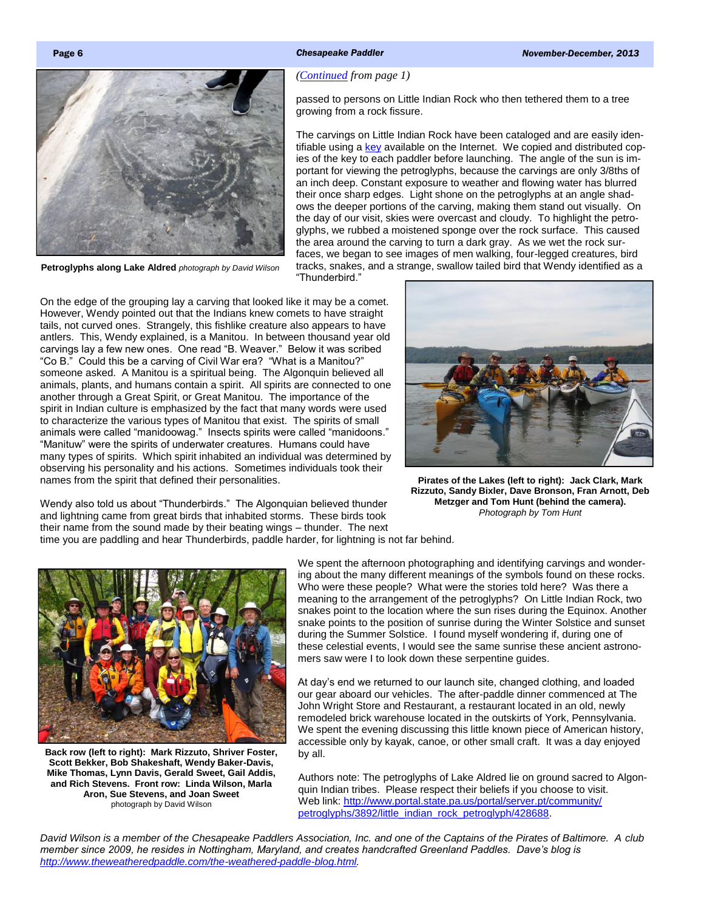(*Continued* from page 1)

passed to persons on Little Indian Rock who then tethered them to a tree growing from a rock fissure.

**Petroglyphs along Lake Aldred** *photograph by David Wilson*

The carvings on Little Indian Rock have been cataloged and are easily identifiable using a key available on the Internet. We copied and distributed copies of the key to each paddler before launching. The angle of the sun is important for viewing the petroglyphs, because the carvings are only 3/8ths of an inch deep. Constant exposure to weather and flowing water has blurred their once sharp edges. Light shone on the petroglyphs at an angle shadows the deeper portions of the carving, making them stand out visually. On the day of our visit, skies were overcast and cloudy. To highlight the petroglyphs, we rubbed a moistened sponge over the rock surface. This caused the area around the carving to turn a dark gray. As we wet the rock surfaces, we began to see images of men walking, four-legged creatures, bird tracks, snakes, and a strange, swallow tailed bird that Wendy identified as a "Thunderbird."

On the edge of the grouping lay a carving that looked like it may be a comet. However, Wendy pointed out that the Indians knew comets to have straight tails, not curved ones. Strangely, this fishlike creature also appears to have antlers. This, Wendy explained, is a Manitou. In between thousand year old carvings lay a few new ones. One read "B. Weaver." Below it was scribed "Co B." Could this be a carving of Civil War era? "What is a Manitou?" someone asked. A Manitou is a spiritual being. The Algonquin believed all animals, plants, and humans contain a spirit. All spirits are connected to one another through a Great Spirit, or Great Manitou. The importance of the spirit in Indian culture is emphasized by the fact that many words were used to characterize the various types of Manitou that exist. The spirits of small animals were called "manidoowag." Insects spirits were called "manidoons." "Manituw" were the spirits of underwater creatures. Humans could have many types of spirits. Which spirit inhabited an individual was determined by observing his personality and his actions. Sometimes individuals took their names from the spirit that defined their personalities.

**Pirates of the Lakes (left to right): Jack Clark, Mark Rizzuto, Sandy Bixler, Dave Bronson, Fran Arnott, Deb Metzger and Tom Hunt (behind the camera).**
*Photograph by Tom Hunt*

Wendy also told us about "Thunderbirds." The Algonquian believed thunder and lightning came from great birds that inhabited storms. These birds took their name from the sound made by their beating wings – thunder. The next time you are paddling and hear Thunderbirds, paddle harder, for lightning is not far behind.

We spent the afternoon photographing and identifying carvings and wondering about the many different meanings of the symbols found on these rocks. Who were these people? What were the stories told here? Was there a meaning to the arrangement of the petroglyphs? On Little Indian Rock, two snakes point to the location where the sun rises during the Equinox. Another snake points to the position of sunrise during the Winter Solstice and sunset during the Summer Solstice. I found myself wondering if, during one of these celestial events, I would see the same sunrise these ancient astronomers saw were I to look down these serpentine guides.

At day's end we returned to our launch site, changed clothing, and loaded our gear aboard our vehicles. The after-paddle dinner commenced at The John Wright Store and Restaurant, a restaurant located in an old, newly remodeled brick warehouse located in the outskirts of York, Pennsylvania. We spent the evening discussing this little known piece of American history, accessible only by kayak, canoe, or other small craft. It was a day enjoyed by all.

**Back row (left to right): Mark Rizzuto, Shriver Foster, Scott Bekker, Bob Shakeshaft, Wendy Baker-Davis, Mike Thomas, Lynn Davis, Gerald Sweet, Gail Addis, and Rich Stevens. Front row: Linda Wilson, Marla Aron, Sue Stevens, and Joan Sweet**
photograph by David Wilson

Authors note: The petroglyphs of Lake Aldred lie on ground sacred to Algonquin Indian tribes. Please respect their beliefs if you choose to visit.
Web link: http://www.portal.state.pa.us/portal/server.pt/community/petroglyphs/3892/little_indian_rock_petroglyph/428688.

*David Wilson is a member of the Chesapeake Paddlers Association, Inc. and one of the Captains of the Pirates of Baltimore. A club member since 2009, he resides in Nottingham, Maryland, and creates handcrafted Greenland Paddles. Dave's blog is http://www.theweatheredpaddle.com/the-weathered-paddle-blog.html.*